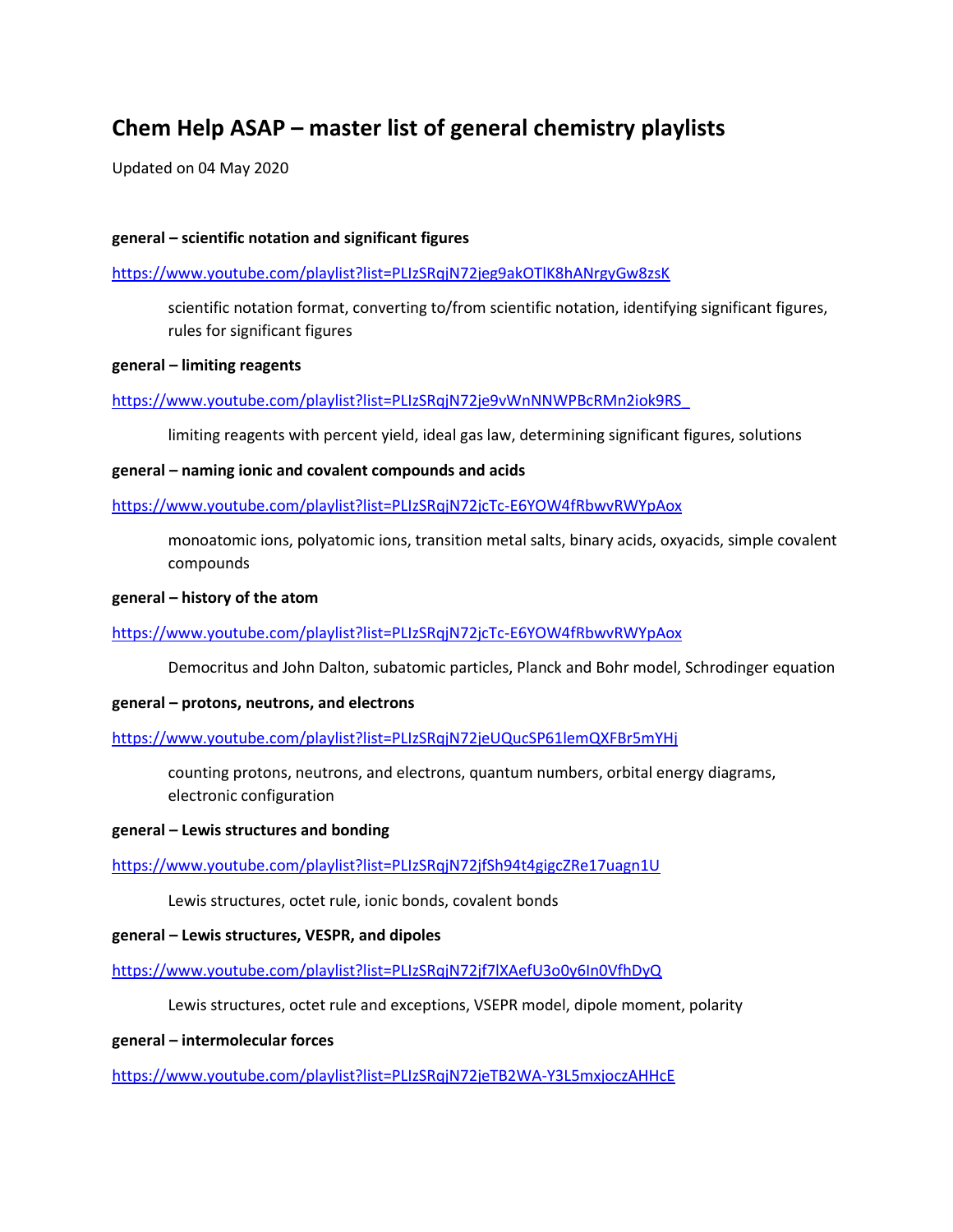# Chem Help ASAP – master list of general chemistry playlists

Updated on 04 May 2020

**general – scientific notation and significant figures**

https://www.youtube.com/playlist?list=PLIzSRqjN72jeg9akOTlK8hANrgyGw8zsK

> scientific notation format, converting to/from scientific notation, identifying significant figures, rules for significant figures

**general – limiting reagents**

https://www.youtube.com/playlist?list=PLIzSRqjN72je9vWnNNWPBcRMn2iok9RS_

> limiting reagents with percent yield, ideal gas law, determining significant figures, solutions

**general – naming ionic and covalent compounds and acids**

https://www.youtube.com/playlist?list=PLIzSRqjN72jcTc-E6YOW4fRbwvRWYpAox

> monoatomic ions, polyatomic ions, transition metal salts, binary acids, oxyacids, simple covalent compounds

**general – history of the atom**

https://www.youtube.com/playlist?list=PLIzSRqjN72jcTc-E6YOW4fRbwvRWYpAox

> Democritus and John Dalton, subatomic particles, Planck and Bohr model, Schrodinger equation

**general – protons, neutrons, and electrons**

https://www.youtube.com/playlist?list=PLIzSRqjN72jeUQucSP61lemQXFBr5mYHj

> counting protons, neutrons, and electrons, quantum numbers, orbital energy diagrams, electronic configuration

**general – Lewis structures and bonding**

https://www.youtube.com/playlist?list=PLIzSRqjN72jfSh94t4gigcZRe17uagn1U

> Lewis structures, octet rule, ionic bonds, covalent bonds

**general – Lewis structures, VESPR, and dipoles**

https://www.youtube.com/playlist?list=PLIzSRqjN72jf7lXAefU3o0y6In0VfhDyQ

> Lewis structures, octet rule and exceptions, VSEPR model, dipole moment, polarity

**general – intermolecular forces**

https://www.youtube.com/playlist?list=PLIzSRqjN72jeTB2WA-Y3L5mxjoczAHHcE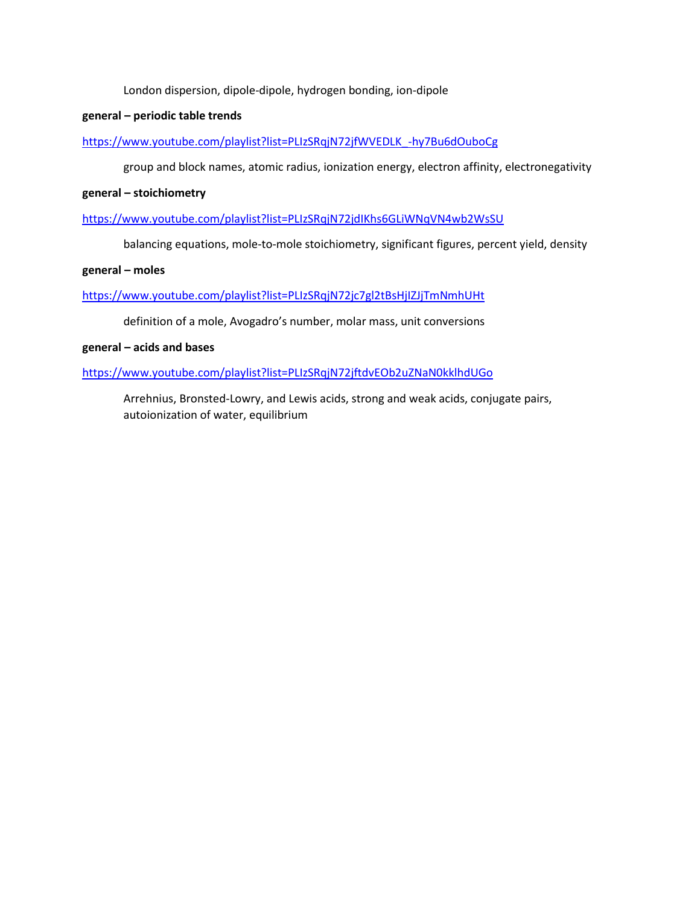London dispersion, dipole-dipole, hydrogen bonding, ion-dipole

**general – periodic table trends**

https://www.youtube.com/playlist?list=PLIzSRqjN72jfWVEDLK_-hy7Bu6dOuboCg

group and block names, atomic radius, ionization energy, electron affinity, electronegativity

**general – stoichiometry**

https://www.youtube.com/playlist?list=PLIzSRqjN72jdIKhs6GLiWNqVN4wb2WsSU

balancing equations, mole-to-mole stoichiometry, significant figures, percent yield, density

**general – moles**

https://www.youtube.com/playlist?list=PLIzSRqjN72jc7gl2tBsHjIZJjTmNmhUHt

definition of a mole, Avogadro's number, molar mass, unit conversions

**general – acids and bases**

https://www.youtube.com/playlist?list=PLIzSRqjN72jftdvEOb2uZNaN0kklhdUGo

Arrehnius, Bronsted-Lowry, and Lewis acids, strong and weak acids, conjugate pairs, autoionization of water, equilibrium